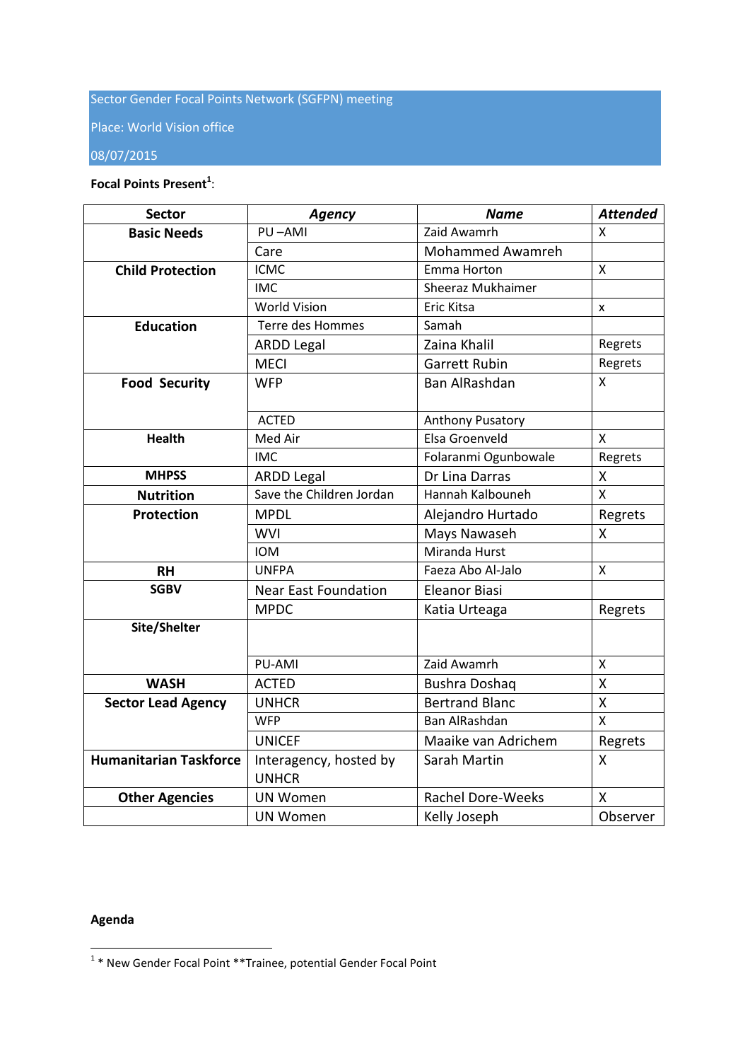Sector Gender Focal Points Network (SGFPN) meeting

Place: World Vision office

08/07/2015

**Focal Points Present**[1]:

| Sector | *Agency* | *Name* | *Attended* |
|---|---|---|---|
| **Basic Needs** | PU –AMI | Zaid Awamrh | X |
| | Care | Mohammed Awamreh | |
| **Child Protection** | ICMC | Emma Horton | X |
| | IMC | Sheeraz Mukhaimer | |
| | World Vision | Eric Kitsa | x |
| **Education** | Terre des Hommes | Samah | |
| | ARDD Legal | Zaina Khalil | Regrets |
| | MECI | Garrett Rubin | Regrets |
| **Food Security** | WFP | Ban AlRashdan | X |
| | ACTED | Anthony Pusatory | |
| **Health** | Med Air | Elsa Groenveld | X |
| | IMC | Folaranmi Ogunbowale | Regrets |
| **MHPSS** | ARDD Legal | Dr Lina Darras | X |
| **Nutrition** | Save the Children Jordan | Hannah Kalbouneh | X |
| **Protection** | MPDL | Alejandro Hurtado | Regrets |
| | WVI | Mays Nawaseh | X |
| | IOM | Miranda Hurst | |
| **RH** | UNFPA | Faeza Abo Al-Jalo | X |
| **SGBV** | Near East Foundation | Eleanor Biasi | |
| | MPDC | Katia Urteaga | Regrets |
| **Site/Shelter** | | | |
| | PU-AMI | Zaid Awamrh | X |
| **WASH** | ACTED | Bushra Doshaq | X |
| **Sector Lead Agency** | UNHCR | Bertrand Blanc | X |
| | WFP | Ban AlRashdan | X |
| | UNICEF | Maaike van Adrichem | Regrets |
| **Humanitarian Taskforce** | Interagency, hosted by UNHCR | Sarah Martin | X |
| **Other Agencies** | UN Women | Rachel Dore-Weeks | X |
| | UN Women | Kelly Joseph | Observer |

**Agenda**

[1] * New Gender Focal Point **Trainee, potential Gender Focal Point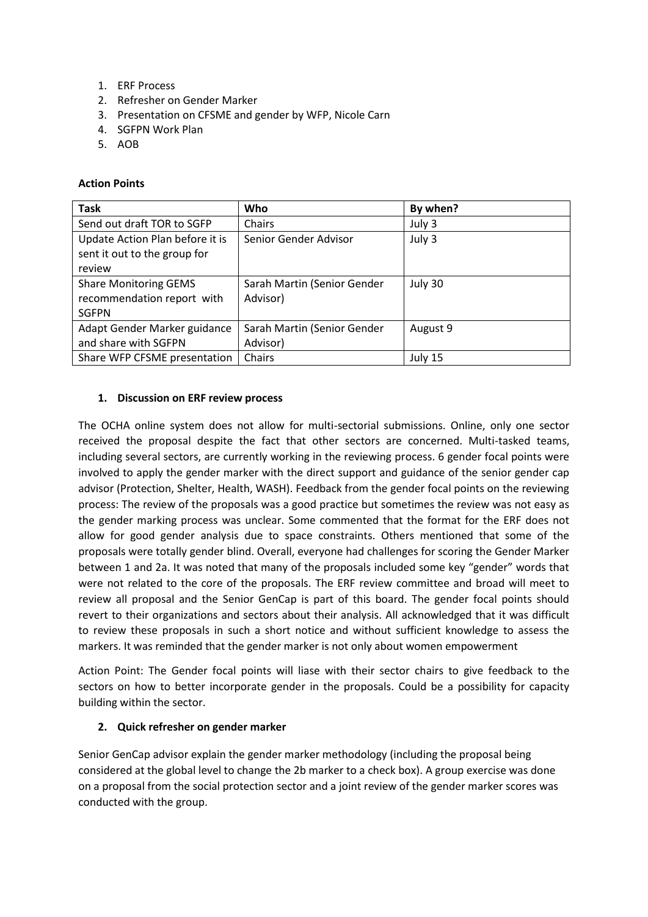1. ERF Process
2. Refresher on Gender Marker
3. Presentation on CFSME and gender by WFP, Nicole Carn
4. SGFPN Work Plan
5. AOB

**Action Points**

| Task | Who | By when? |
|---|---|---|
| Send out draft TOR to SGFP | Chairs | July 3 |
| Update Action Plan before it is sent it out to the group for review | Senior Gender Advisor | July 3 |
| Share Monitoring GEMS recommendation report with SGFPN | Sarah Martin (Senior Gender Advisor) | July 30 |
| Adapt Gender Marker guidance and share with SGFPN | Sarah Martin (Senior Gender Advisor) | August 9 |
| Share WFP CFSME presentation | Chairs | July 15 |

1. **Discussion on ERF review process**

The OCHA online system does not allow for multi-sectorial submissions. Online, only one sector received the proposal despite the fact that other sectors are concerned. Multi-tasked teams, including several sectors, are currently working in the reviewing process. 6 gender focal points were involved to apply the gender marker with the direct support and guidance of the senior gender cap advisor (Protection, Shelter, Health, WASH). Feedback from the gender focal points on the reviewing process: The review of the proposals was a good practice but sometimes the review was not easy as the gender marking process was unclear. Some commented that the format for the ERF does not allow for good gender analysis due to space constraints. Others mentioned that some of the proposals were totally gender blind. Overall, everyone had challenges for scoring the Gender Marker between 1 and 2a. It was noted that many of the proposals included some key "gender" words that were not related to the core of the proposals. The ERF review committee and broad will meet to review all proposal and the Senior GenCap is part of this board. The gender focal points should revert to their organizations and sectors about their analysis. All acknowledged that it was difficult to review these proposals in such a short notice and without sufficient knowledge to assess the markers. It was reminded that the gender marker is not only about women empowerment

Action Point: The Gender focal points will liase with their sector chairs to give feedback to the sectors on how to better incorporate gender in the proposals. Could be a possibility for capacity building within the sector.

2. **Quick refresher on gender marker**

Senior GenCap advisor explain the gender marker methodology (including the proposal being considered at the global level to change the 2b marker to a check box). A group exercise was done on a proposal from the social protection sector and a joint review of the gender marker scores was conducted with the group.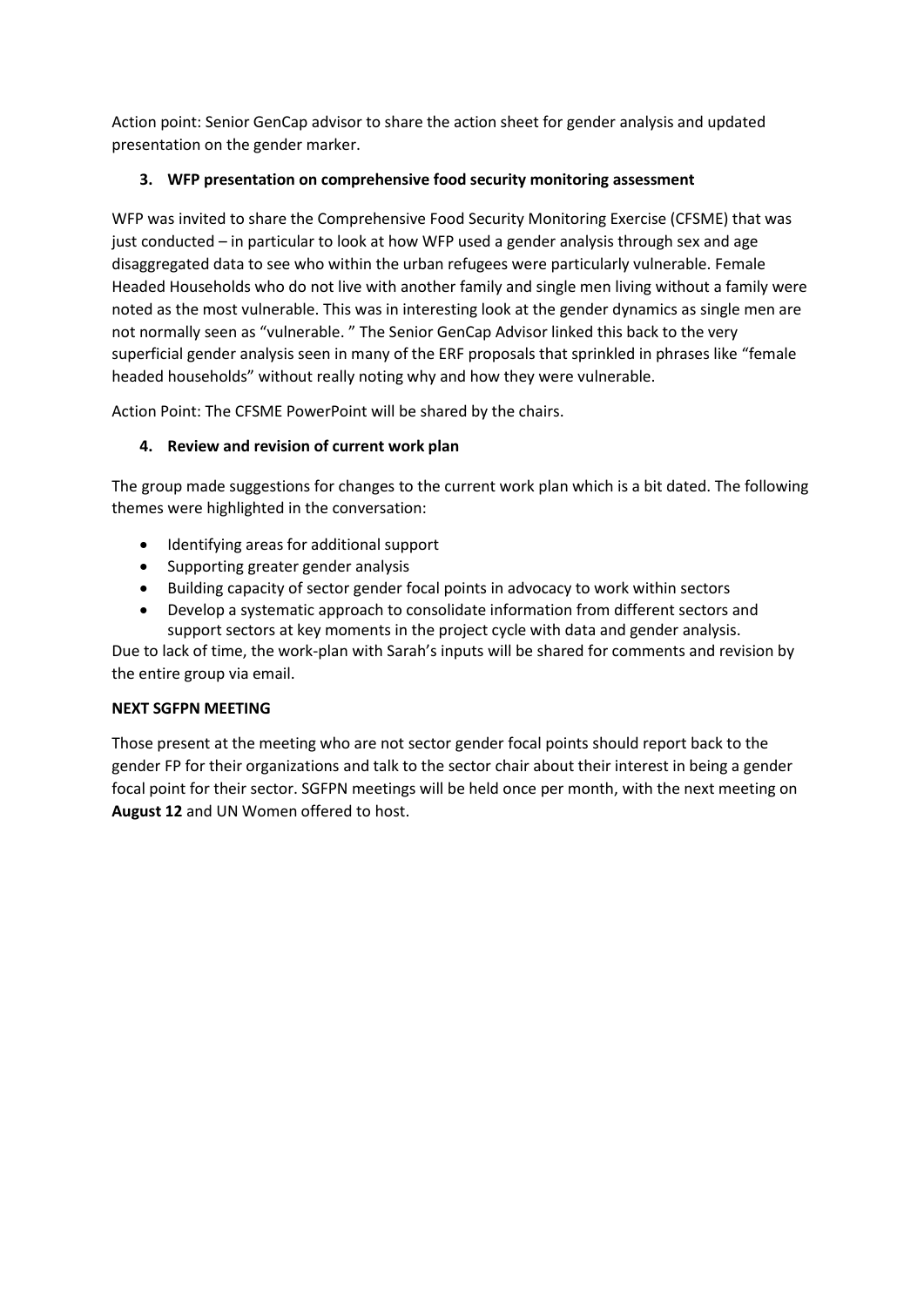Action point: Senior GenCap advisor to share the action sheet for gender analysis and updated presentation on the gender marker.

### 3. WFP presentation on comprehensive food security monitoring assessment

WFP was invited to share the Comprehensive Food Security Monitoring Exercise (CFSME) that was just conducted – in particular to look at how WFP used a gender analysis through sex and age disaggregated data to see who within the urban refugees were particularly vulnerable. Female Headed Households who do not live with another family and single men living without a family were noted as the most vulnerable. This was in interesting look at the gender dynamics as single men are not normally seen as "vulnerable. " The Senior GenCap Advisor linked this back to the very superficial gender analysis seen in many of the ERF proposals that sprinkled in phrases like "female headed households" without really noting why and how they were vulnerable.

Action Point: The CFSME PowerPoint will be shared by the chairs.

### 4. Review and revision of current work plan

The group made suggestions for changes to the current work plan which is a bit dated. The following themes were highlighted in the conversation:

- Identifying areas for additional support
- Supporting greater gender analysis
- Building capacity of sector gender focal points in advocacy to work within sectors
- Develop a systematic approach to consolidate information from different sectors and support sectors at key moments in the project cycle with data and gender analysis.

Due to lack of time, the work-plan with Sarah's inputs will be shared for comments and revision by the entire group via email.

**NEXT SGFPN MEETING**

Those present at the meeting who are not sector gender focal points should report back to the gender FP for their organizations and talk to the sector chair about their interest in being a gender focal point for their sector. SGFPN meetings will be held once per month, with the next meeting on **August 12** and UN Women offered to host.